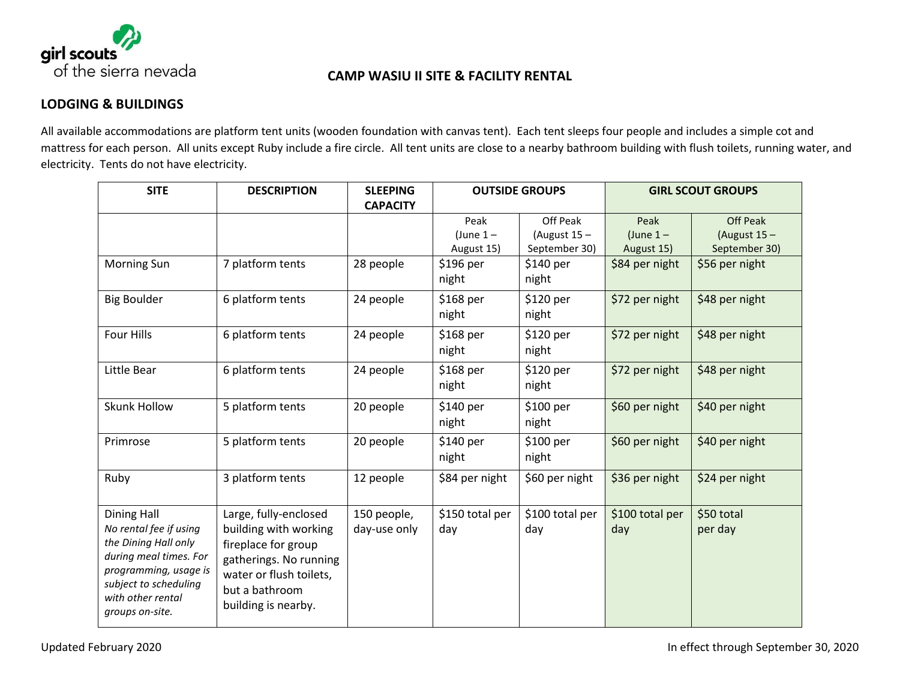girl scouts
of the sierra nevada

# CAMP WASIU II SITE & FACILITY RENTAL

## LODGING & BUILDINGS

All available accommodations are platform tent units (wooden foundation with canvas tent). Each tent sleeps four people and includes a simple cot and mattress for each person. All units except Ruby include a fire circle. All tent units are close to a nearby bathroom building with flush toilets, running water, and electricity. Tents do not have electricity.

| SITE | DESCRIPTION | SLEEPING CAPACITY | OUTSIDE GROUPS | | GIRL SCOUT GROUPS | |
|---|---|---|---|---|---|---|
| | | | Peak (June 1 – August 15) | Off Peak (August 15 – September 30) | Peak (June 1 – August 15) | Off Peak (August 15 – September 30) |
| Morning Sun | 7 platform tents | 28 people | $196 per night | $140 per night | $84 per night | $56 per night |
| Big Boulder | 6 platform tents | 24 people | $168 per night | $120 per night | $72 per night | $48 per night |
| Four Hills | 6 platform tents | 24 people | $168 per night | $120 per night | $72 per night | $48 per night |
| Little Bear | 6 platform tents | 24 people | $168 per night | $120 per night | $72 per night | $48 per night |
| Skunk Hollow | 5 platform tents | 20 people | $140 per night | $100 per night | $60 per night | $40 per night |
| Primrose | 5 platform tents | 20 people | $140 per night | $100 per night | $60 per night | $40 per night |
| Ruby | 3 platform tents | 12 people | $84 per night | $60 per night | $36 per night | $24 per night |
| Dining Hall *No rental fee if using the Dining Hall only during meal times. For programming, usage is subject to scheduling with other rental groups on-site.* | Large, fully-enclosed building with working fireplace for group gatherings. No running water or flush toilets, but a bathroom building is nearby. | 150 people, day-use only | $150 total per day | $100 total per day | $100 total per day | $50 total per day |

Updated February 2020

In effect through September 30, 2020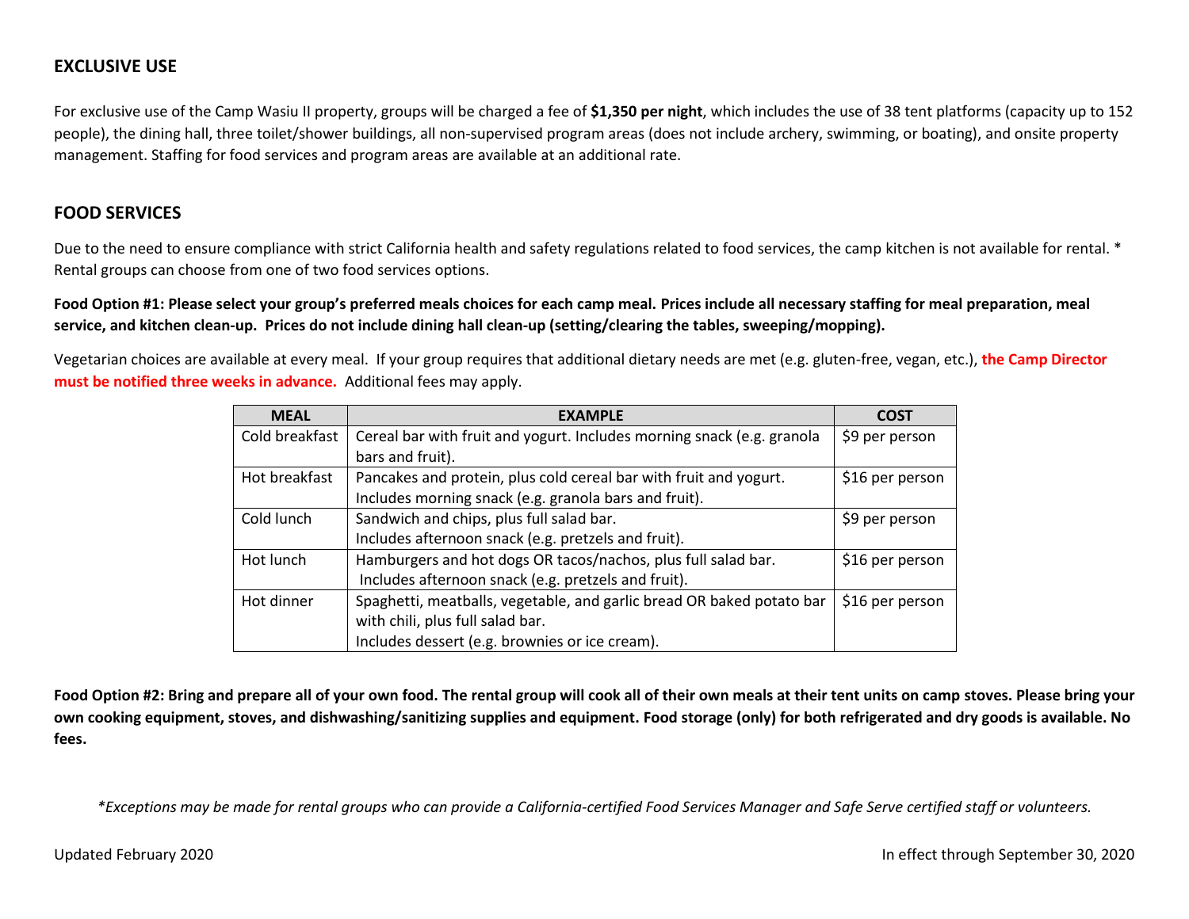## EXCLUSIVE USE

For exclusive use of the Camp Wasiu II property, groups will be charged a fee of **$1,350 per night**, which includes the use of 38 tent platforms (capacity up to 152 people), the dining hall, three toilet/shower buildings, all non-supervised program areas (does not include archery, swimming, or boating), and onsite property management. Staffing for food services and program areas are available at an additional rate.

## FOOD SERVICES

Due to the need to ensure compliance with strict California health and safety regulations related to food services, the camp kitchen is not available for rental. * Rental groups can choose from one of two food services options.

**Food Option #1: Please select your group's preferred meals choices for each camp meal. Prices include all necessary staffing for meal preparation, meal service, and kitchen clean-up. Prices do not include dining hall clean-up (setting/clearing the tables, sweeping/mopping).**

Vegetarian choices are available at every meal. If your group requires that additional dietary needs are met (e.g. gluten-free, vegan, etc.), **the Camp Director must be notified three weeks in advance.** Additional fees may apply.

| MEAL | EXAMPLE | COST |
|---|---|---|
| Cold breakfast | Cereal bar with fruit and yogurt. Includes morning snack (e.g. granola bars and fruit). | $9 per person |
| Hot breakfast | Pancakes and protein, plus cold cereal bar with fruit and yogurt. Includes morning snack (e.g. granola bars and fruit). | $16 per person |
| Cold lunch | Sandwich and chips, plus full salad bar. Includes afternoon snack (e.g. pretzels and fruit). | $9 per person |
| Hot lunch | Hamburgers and hot dogs OR tacos/nachos, plus full salad bar. Includes afternoon snack (e.g. pretzels and fruit). | $16 per person |
| Hot dinner | Spaghetti, meatballs, vegetable, and garlic bread OR baked potato bar with chili, plus full salad bar. Includes dessert (e.g. brownies or ice cream). | $16 per person |

**Food Option #2: Bring and prepare all of your own food. The rental group will cook all of their own meals at their tent units on camp stoves. Please bring your own cooking equipment, stoves, and dishwashing/sanitizing supplies and equipment. Food storage (only) for both refrigerated and dry goods is available. No fees.**

*\*Exceptions may be made for rental groups who can provide a California-certified Food Services Manager and Safe Serve certified staff or volunteers.*

Updated February 2020

In effect through September 30, 2020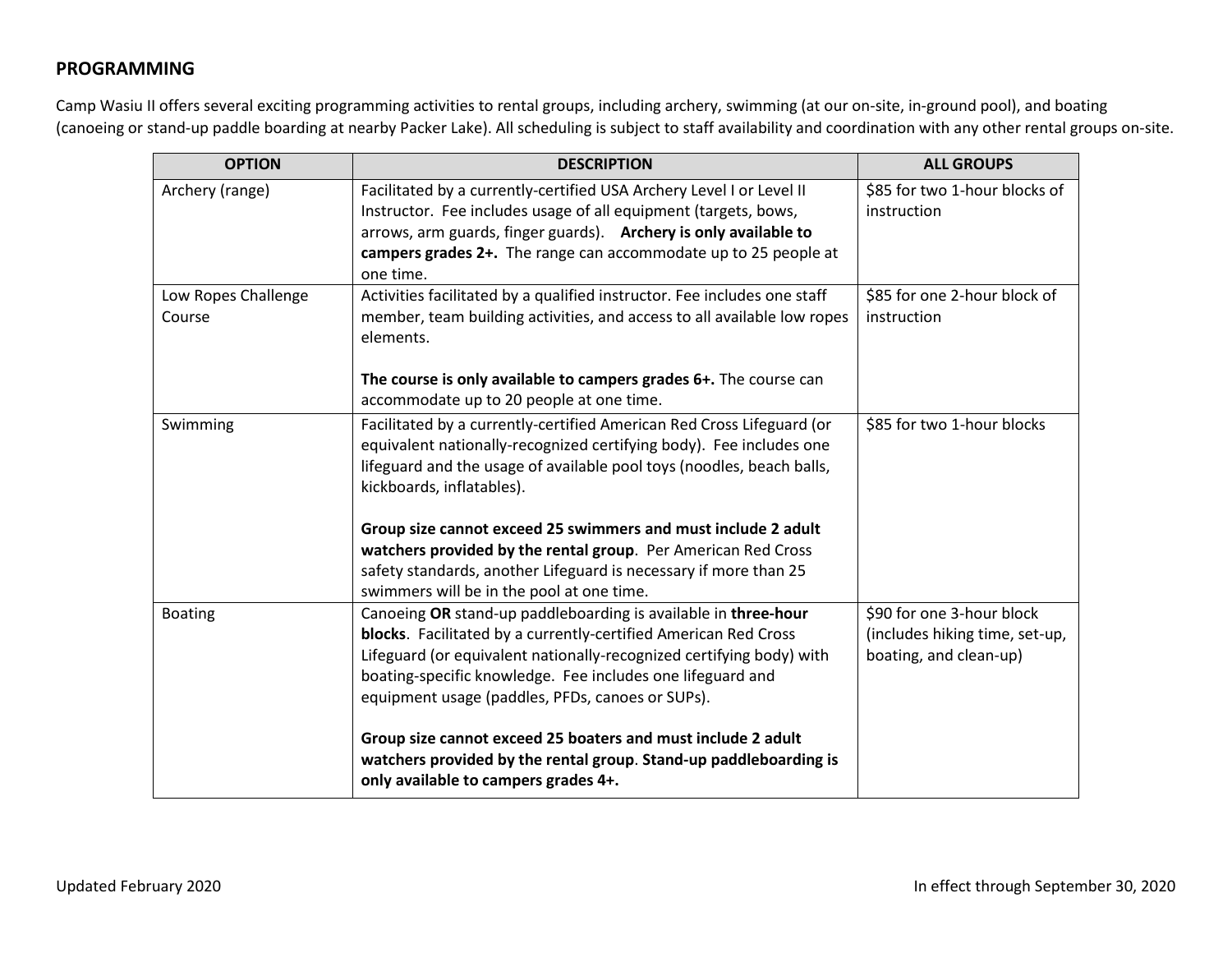## PROGRAMMING

Camp Wasiu II offers several exciting programming activities to rental groups, including archery, swimming (at our on-site, in-ground pool), and boating (canoeing or stand-up paddle boarding at nearby Packer Lake). All scheduling is subject to staff availability and coordination with any other rental groups on-site.

| OPTION | DESCRIPTION | ALL GROUPS |
| --- | --- | --- |
| Archery (range) | Facilitated by a currently-certified USA Archery Level I or Level II Instructor. Fee includes usage of all equipment (targets, bows, arrows, arm guards, finger guards). **Archery is only available to campers grades 2+.** The range can accommodate up to 25 people at one time. | $85 for two 1-hour blocks of instruction |
| Low Ropes Challenge Course | Activities facilitated by a qualified instructor. Fee includes one staff member, team building activities, and access to all available low ropes elements.<br><br>**The course is only available to campers grades 6+.** The course can accommodate up to 20 people at one time. | $85 for one 2-hour block of instruction |
| Swimming | Facilitated by a currently-certified American Red Cross Lifeguard (or equivalent nationally-recognized certifying body). Fee includes one lifeguard and the usage of available pool toys (noodles, beach balls, kickboards, inflatables).<br><br>**Group size cannot exceed 25 swimmers and must include 2 adult watchers provided by the rental group**. Per American Red Cross safety standards, another Lifeguard is necessary if more than 25 swimmers will be in the pool at one time. | $85 for two 1-hour blocks |
| Boating | Canoeing **OR** stand-up paddleboarding is available in **three-hour blocks**. Facilitated by a currently-certified American Red Cross Lifeguard (or equivalent nationally-recognized certifying body) with boating-specific knowledge. Fee includes one lifeguard and equipment usage (paddles, PFDs, canoes or SUPs).<br><br>**Group size cannot exceed 25 boaters and must include 2 adult watchers provided by the rental group**. **Stand-up paddleboarding is only available to campers grades 4+.** | $90 for one 3-hour block (includes hiking time, set-up, boating, and clean-up) |

Updated February 2020

In effect through September 30, 2020